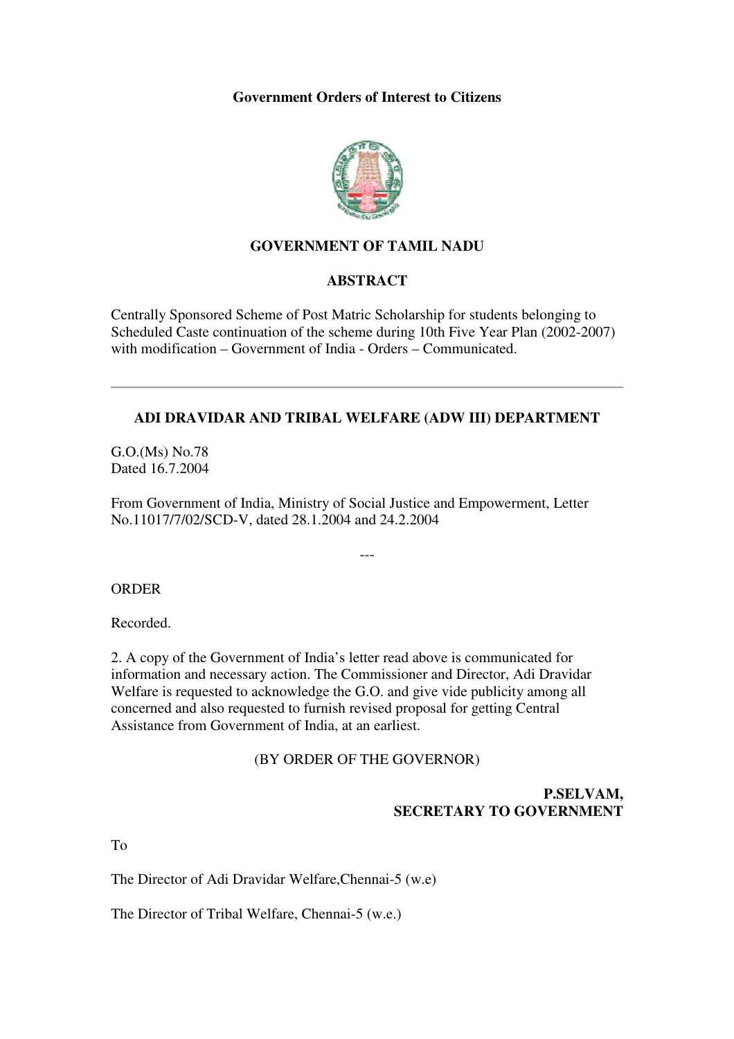**Government Orders of Interest to Citizens**

**GOVERNMENT OF TAMIL NADU**

**ABSTRACT**

Centrally Sponsored Scheme of Post Matric Scholarship for students belonging to Scheduled Caste continuation of the scheme during 10th Five Year Plan (2002-2007) with modification – Government of India - Orders – Communicated.

---

**ADI DRAVIDAR AND TRIBAL WELFARE (ADW III) DEPARTMENT**

G.O.(Ms) No.78
Dated 16.7.2004

From Government of India, Ministry of Social Justice and Empowerment, Letter No.11017/7/02/SCD-V, dated 28.1.2004 and 24.2.2004

---

ORDER

Recorded.

2. A copy of the Government of India's letter read above is communicated for information and necessary action. The Commissioner and Director, Adi Dravidar Welfare is requested to acknowledge the G.O. and give vide publicity among all concerned and also requested to furnish revised proposal for getting Central Assistance from Government of India, at an earliest.

(BY ORDER OF THE GOVERNOR)

**P.SELVAM,**
**SECRETARY TO GOVERNMENT**

To

The Director of Adi Dravidar Welfare,Chennai-5 (w.e)

The Director of Tribal Welfare, Chennai-5 (w.e.)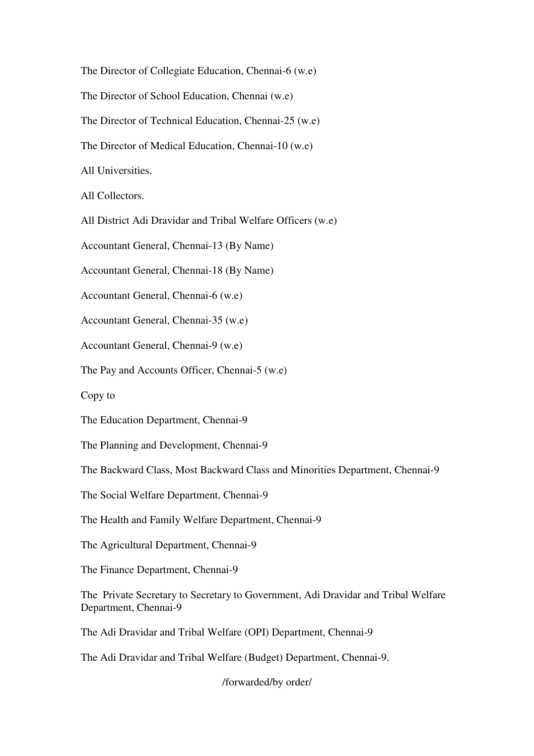The Director of Collegiate Education, Chennai-6 (w.e)

The Director of School Education, Chennai (w.e)

The Director of Technical Education, Chennai-25 (w.e)

The Director of Medical Education, Chennai-10 (w.e)

All Universities.

All Collectors.

All District Adi Dravidar and Tribal Welfare Officers (w.e)

Accountant General, Chennai-13 (By Name)

Accountant General, Chennai-18 (By Name)

Accountant General, Chennai-6 (w.e)

Accountant General, Chennai-35 (w.e)

Accountant General, Chennai-9 (w.e)

The Pay and Accounts Officer, Chennai-5 (w.e)

Copy to

The Education Department, Chennai-9

The Planning and Development, Chennai-9

The Backward Class, Most Backward Class and Minorities Department, Chennai-9

The Social Welfare Department, Chennai-9

The Health and Family Welfare Department, Chennai-9

The Agricultural Department, Chennai-9

The Finance Department, Chennai-9

The Private Secretary to Secretary to Government, Adi Dravidar and Tribal Welfare Department, Chennai-9

The Adi Dravidar and Tribal Welfare (OPI) Department, Chennai-9

The Adi Dravidar and Tribal Welfare (Budget) Department, Chennai-9.

/forwarded/by order/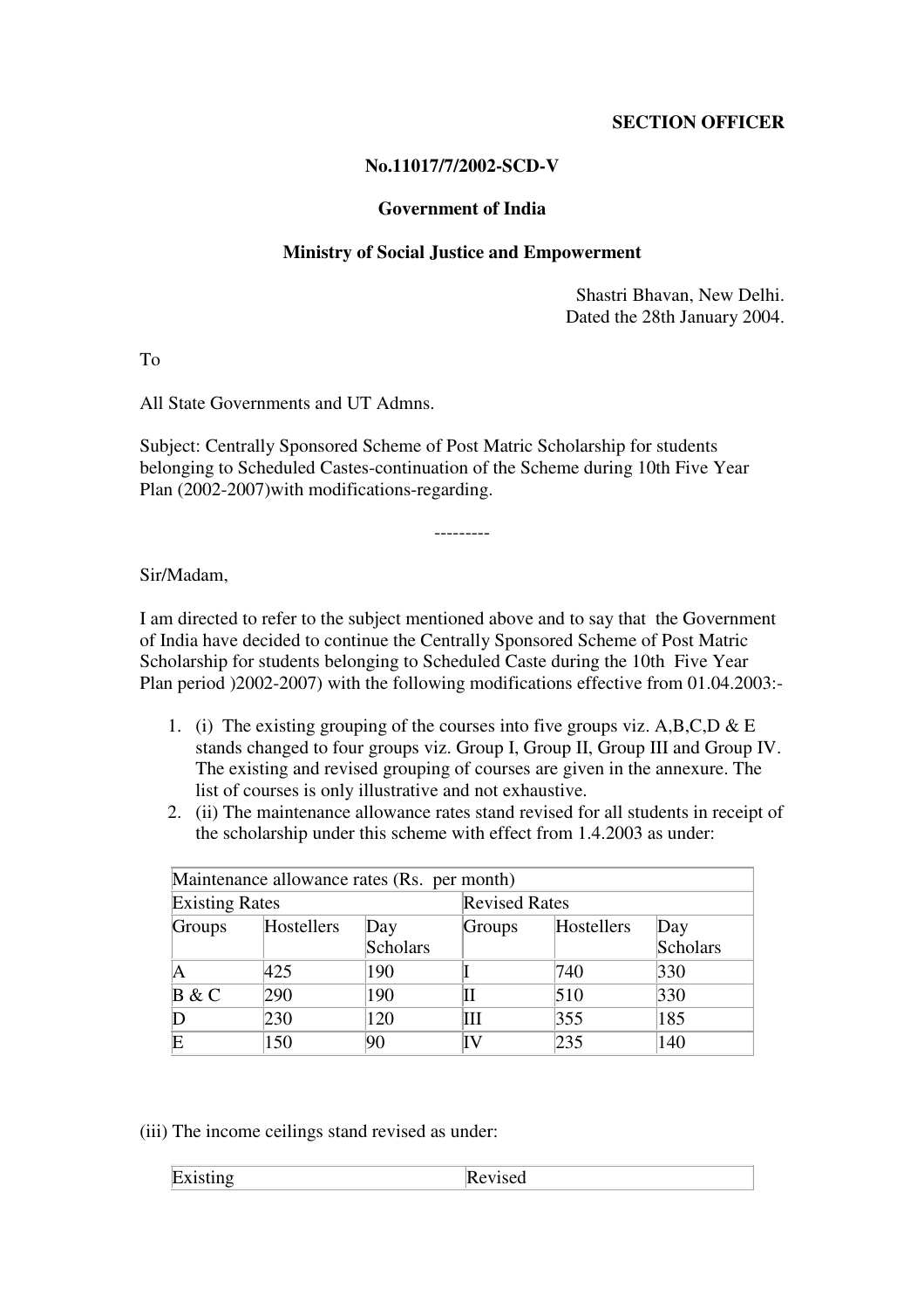**SECTION OFFICER**

**No.11017/7/2002-SCD-V**

**Government of India**

**Ministry of Social Justice and Empowerment**

Shastri Bhavan, New Delhi.
Dated the 28th January 2004.

To

All State Governments and UT Admns.

Subject: Centrally Sponsored Scheme of Post Matric Scholarship for students belonging to Scheduled Castes-continuation of the Scheme during 10th Five Year Plan (2002-2007)with modifications-regarding.

---------

Sir/Madam,

I am directed to refer to the subject mentioned above and to say that the Government of India have decided to continue the Centrally Sponsored Scheme of Post Matric Scholarship for students belonging to Scheduled Caste during the 10th Five Year Plan period )2002-2007) with the following modifications effective from 01.04.2003:-

1. (i) The existing grouping of the courses into five groups viz. A,B,C,D & E stands changed to four groups viz. Group I, Group II, Group III and Group IV. The existing and revised grouping of courses are given in the annexure. The list of courses is only illustrative and not exhaustive.
2. (ii) The maintenance allowance rates stand revised for all students in receipt of the scholarship under this scheme with effect from 1.4.2003 as under:

| Maintenance allowance rates (Rs. per month) | | | | | |
|---|---|---|---|---|---|
| Existing Rates | | | Revised Rates | | |
| Groups | Hostellers | Day Scholars | Groups | Hostellers | Day Scholars |
| A | 425 | 190 | I | 740 | 330 |
| B & C | 290 | 190 | II | 510 | 330 |
| D | 230 | 120 | III | 355 | 185 |
| E | 150 | 90 | IV | 235 | 140 |

(iii) The income ceilings stand revised as under:

| Existing | Revised |
|---|---|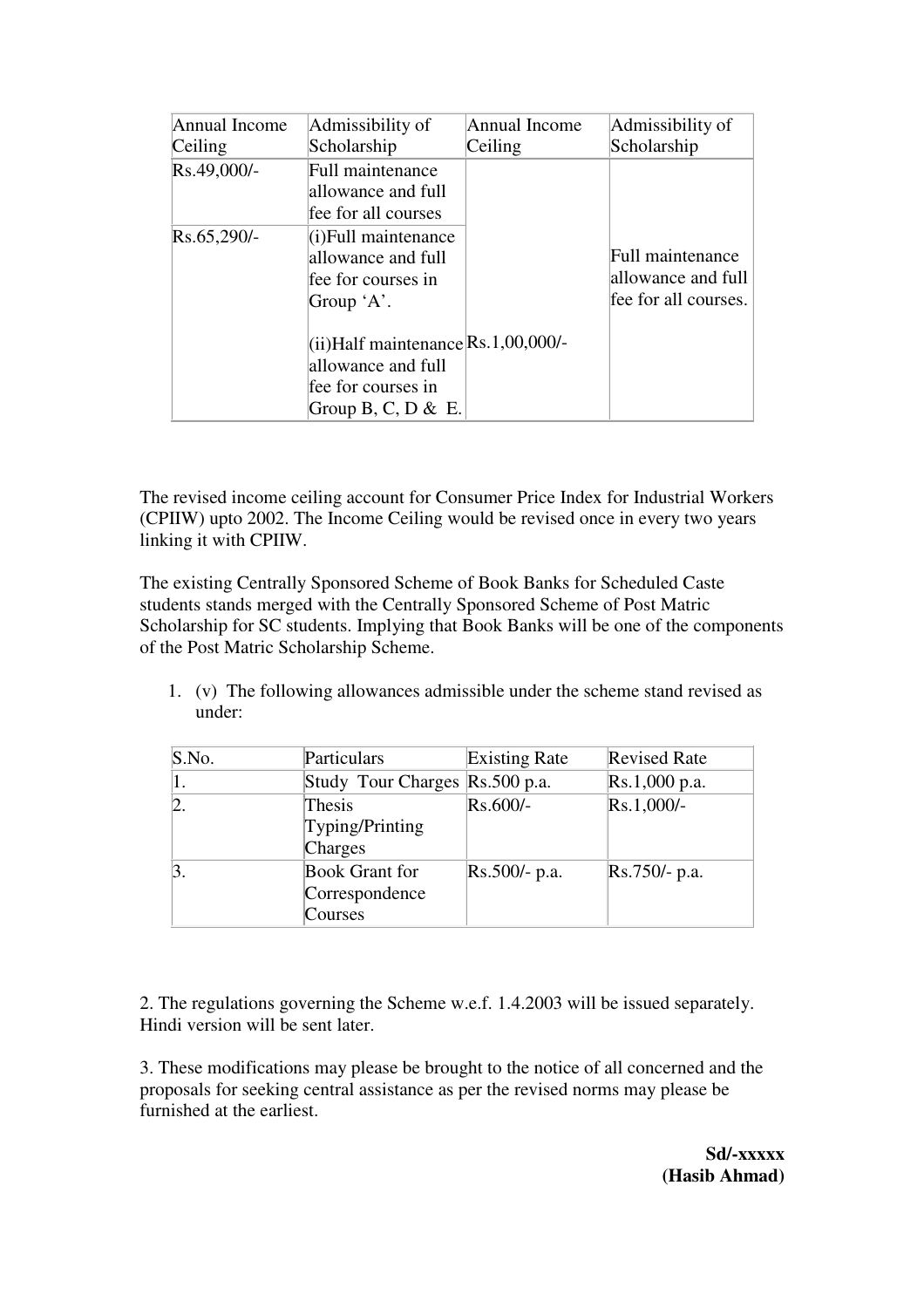| Annual Income Ceiling | Admissibility of Scholarship | Annual Income Ceiling | Admissibility of Scholarship |
|---|---|---|---|
| Rs.49,000/- | Full maintenance allowance and full fee for all courses | Rs.1,00,000/- | Full maintenance allowance and full fee for all courses. |
| Rs.65,290/- | (i)Full maintenance allowance and full fee for courses in Group 'A'.<br><br>(ii)Half maintenance allowance and full fee for courses in Group B, C, D & E. | | |

The revised income ceiling account for Consumer Price Index for Industrial Workers (CPIIW) upto 2002. The Income Ceiling would be revised once in every two years linking it with CPIIW.

The existing Centrally Sponsored Scheme of Book Banks for Scheduled Caste students stands merged with the Centrally Sponsored Scheme of Post Matric Scholarship for SC students. Implying that Book Banks will be one of the components of the Post Matric Scholarship Scheme.

1. (v) The following allowances admissible under the scheme stand revised as under:

| S.No. | Particulars | Existing Rate | Revised Rate |
|---|---|---|---|
| 1. | Study Tour Charges | Rs.500 p.a. | Rs.1,000 p.a. |
| 2. | Thesis Typing/Printing Charges | Rs.600/- | Rs.1,000/- |
| 3. | Book Grant for Correspondence Courses | Rs.500/- p.a. | Rs.750/- p.a. |

2. The regulations governing the Scheme w.e.f. 1.4.2003 will be issued separately. Hindi version will be sent later.

3. These modifications may please be brought to the notice of all concerned and the proposals for seeking central assistance as per the revised norms may please be furnished at the earliest.

**Sd/-xxxxx**
**(Hasib Ahmad)**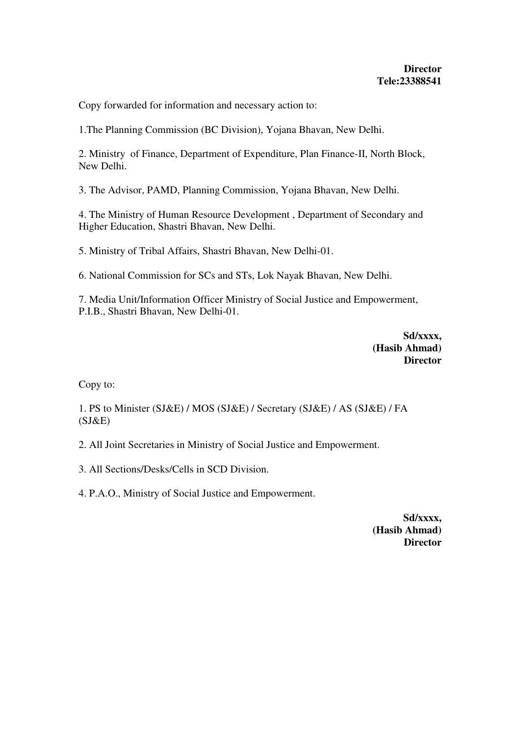**Director**
**Tele:23388541**

Copy forwarded for information and necessary action to:

1.The Planning Commission (BC Division), Yojana Bhavan, New Delhi.

2. Ministry of Finance, Department of Expenditure, Plan Finance-II, North Block, New Delhi.

3. The Advisor, PAMD, Planning Commission, Yojana Bhavan, New Delhi.

4. The Ministry of Human Resource Development , Department of Secondary and Higher Education, Shastri Bhavan, New Delhi.

5. Ministry of Tribal Affairs, Shastri Bhavan, New Delhi-01.

6. National Commission for SCs and STs, Lok Nayak Bhavan, New Delhi.

7. Media Unit/Information Officer Ministry of Social Justice and Empowerment, P.I.B., Shastri Bhavan, New Delhi-01.

**Sd/xxxx,**
**(Hasib Ahmad)**
**Director**

Copy to:

1. PS to Minister (SJ&E) / MOS (SJ&E) / Secretary (SJ&E) / AS (SJ&E) / FA (SJ&E)

2. All Joint Secretaries in Ministry of Social Justice and Empowerment.

3. All Sections/Desks/Cells in SCD Division.

4. P.A.O., Ministry of Social Justice and Empowerment.

**Sd/xxxx,**
**(Hasib Ahmad)**
**Director**